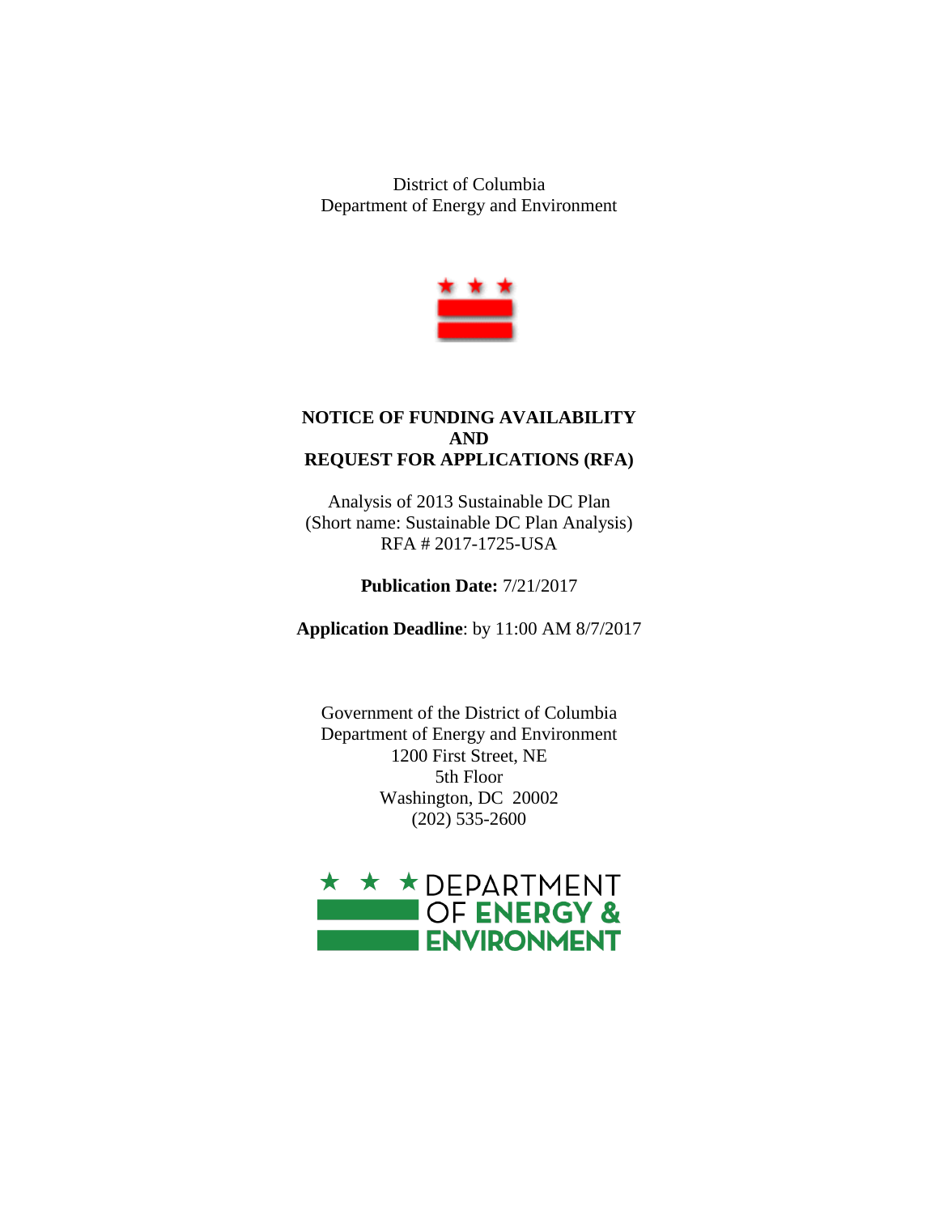District of Columbia
Department of Energy and Environment

# NOTICE OF FUNDING AVAILABILITY AND REQUEST FOR APPLICATIONS (RFA)

Analysis of 2013 Sustainable DC Plan
(Short name: Sustainable DC Plan Analysis)
RFA # 2017-1725-USA

**Publication Date:** 7/21/2017

**Application Deadline**: by 11:00 AM 8/7/2017

Government of the District of Columbia
Department of Energy and Environment
1200 First Street, NE
5th Floor
Washington, DC 20002
(202) 535-2600

DEPARTMENT OF ENERGY & ENVIRONMENT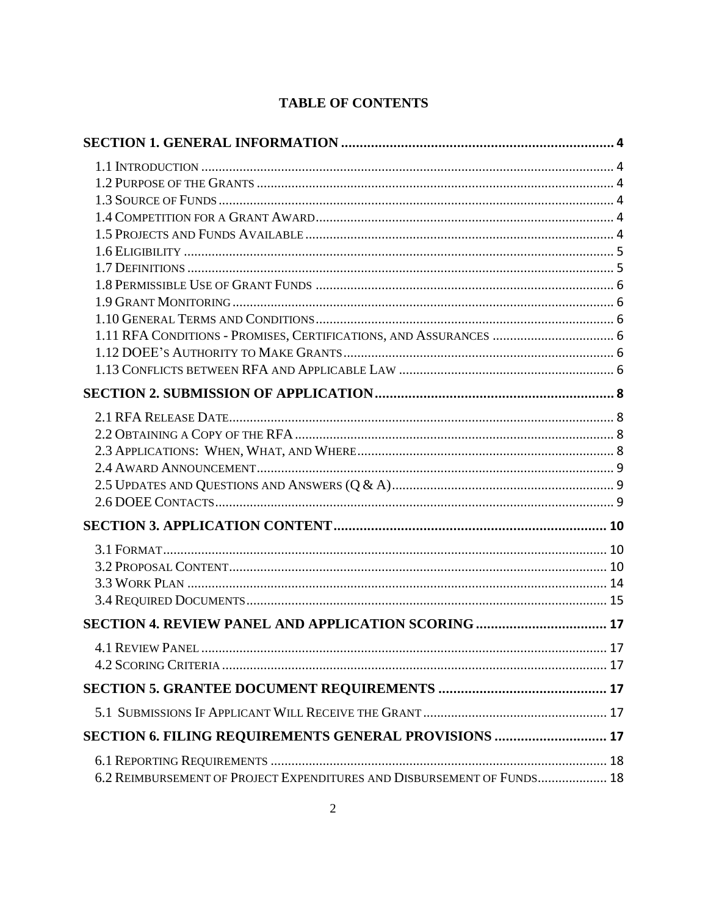# TABLE OF CONTENTS

**SECTION 1. GENERAL INFORMATION** .......... 4

1.1 INTRODUCTION .......... 4
1.2 PURPOSE OF THE GRANTS .......... 4
1.3 SOURCE OF FUNDS .......... 4
1.4 COMPETITION FOR A GRANT AWARD .......... 4
1.5 PROJECTS AND FUNDS AVAILABLE .......... 4
1.6 ELIGIBILITY .......... 5
1.7 DEFINITIONS .......... 5
1.8 PERMISSIBLE USE OF GRANT FUNDS .......... 6
1.9 GRANT MONITORING .......... 6
1.10 GENERAL TERMS AND CONDITIONS .......... 6
1.11 RFA CONDITIONS - PROMISES, CERTIFICATIONS, AND ASSURANCES .......... 6
1.12 DOEE'S AUTHORITY TO MAKE GRANTS .......... 6
1.13 CONFLICTS BETWEEN RFA AND APPLICABLE LAW .......... 6

**SECTION 2. SUBMISSION OF APPLICATION** .......... 8

2.1 RFA RELEASE DATE .......... 8
2.2 OBTAINING A COPY OF THE RFA .......... 8
2.3 APPLICATIONS: WHEN, WHAT, AND WHERE .......... 8
2.4 AWARD ANNOUNCEMENT .......... 9
2.5 UPDATES AND QUESTIONS AND ANSWERS (Q & A) .......... 9
2.6 DOEE CONTACTS .......... 9

**SECTION 3. APPLICATION CONTENT** .......... 10

3.1 FORMAT .......... 10
3.2 PROPOSAL CONTENT .......... 10
3.3 WORK PLAN .......... 14
3.4 REQUIRED DOCUMENTS .......... 15

**SECTION 4. REVIEW PANEL AND APPLICATION SCORING** .......... 17

4.1 REVIEW PANEL .......... 17
4.2 SCORING CRITERIA .......... 17

**SECTION 5. GRANTEE DOCUMENT REQUIREMENTS** .......... 17

5.1 SUBMISSIONS IF APPLICANT WILL RECEIVE THE GRANT .......... 17

**SECTION 6. FILING REQUIREMENTS GENERAL PROVISIONS** .......... 17

6.1 REPORTING REQUIREMENTS .......... 18
6.2 REIMBURSEMENT OF PROJECT EXPENDITURES AND DISBURSEMENT OF FUNDS .......... 18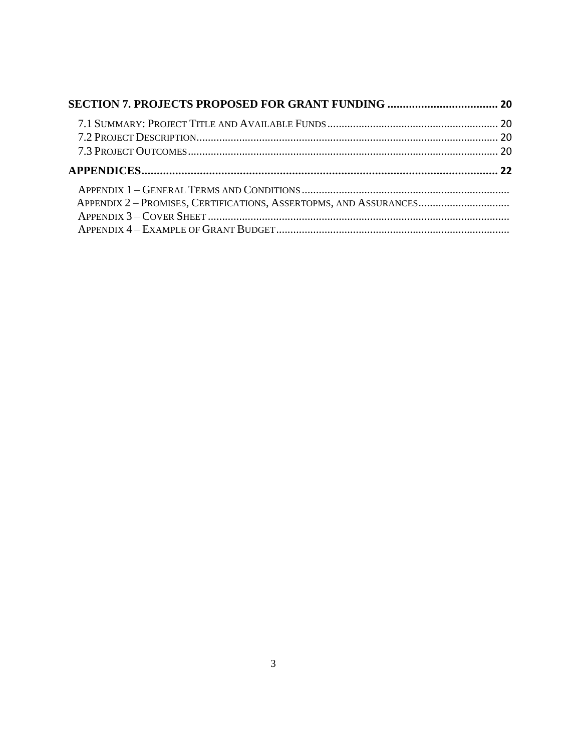**SECTION 7. PROJECTS PROPOSED FOR GRANT FUNDING .................................... 20**

- 7.1 SUMMARY: PROJECT TITLE AND AVAILABLE FUNDS ........................................................... 20
- 7.2 PROJECT DESCRIPTION ........................................................................................................ 20
- 7.3 PROJECT OUTCOMES ........................................................................................................... 20

**APPENDICES ..................................................................................................................... 22**

- APPENDIX 1 – GENERAL TERMS AND CONDITIONS ........................................................................
- APPENDIX 2 – PROMISES, CERTIFICATIONS, ASSERTOPMS, AND ASSURANCES ................................
- APPENDIX 3 – COVER SHEET .........................................................................................................
- APPENDIX 4 – EXAMPLE OF GRANT BUDGET .................................................................................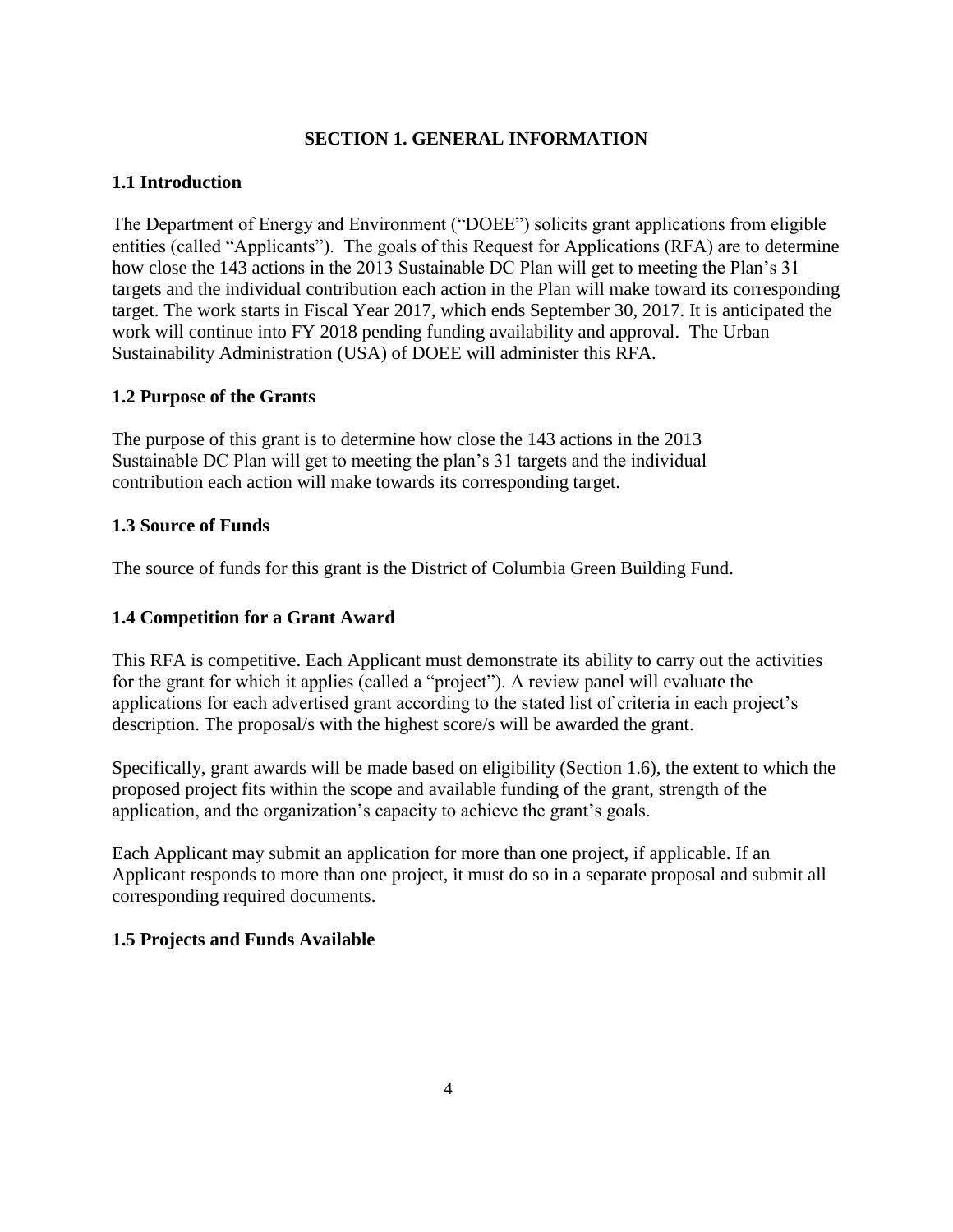# SECTION 1. GENERAL INFORMATION

## 1.1 Introduction

The Department of Energy and Environment ("DOEE") solicits grant applications from eligible entities (called "Applicants"). The goals of this Request for Applications (RFA) are to determine how close the 143 actions in the 2013 Sustainable DC Plan will get to meeting the Plan's 31 targets and the individual contribution each action in the Plan will make toward its corresponding target. The work starts in Fiscal Year 2017, which ends September 30, 2017. It is anticipated the work will continue into FY 2018 pending funding availability and approval. The Urban Sustainability Administration (USA) of DOEE will administer this RFA.

## 1.2 Purpose of the Grants

The purpose of this grant is to determine how close the 143 actions in the 2013 Sustainable DC Plan will get to meeting the plan's 31 targets and the individual contribution each action will make towards its corresponding target.

## 1.3 Source of Funds

The source of funds for this grant is the District of Columbia Green Building Fund.

## 1.4 Competition for a Grant Award

This RFA is competitive. Each Applicant must demonstrate its ability to carry out the activities for the grant for which it applies (called a "project"). A review panel will evaluate the applications for each advertised grant according to the stated list of criteria in each project's description. The proposal/s with the highest score/s will be awarded the grant.

Specifically, grant awards will be made based on eligibility (Section 1.6), the extent to which the proposed project fits within the scope and available funding of the grant, strength of the application, and the organization's capacity to achieve the grant's goals.

Each Applicant may submit an application for more than one project, if applicable. If an Applicant responds to more than one project, it must do so in a separate proposal and submit all corresponding required documents.

## 1.5 Projects and Funds Available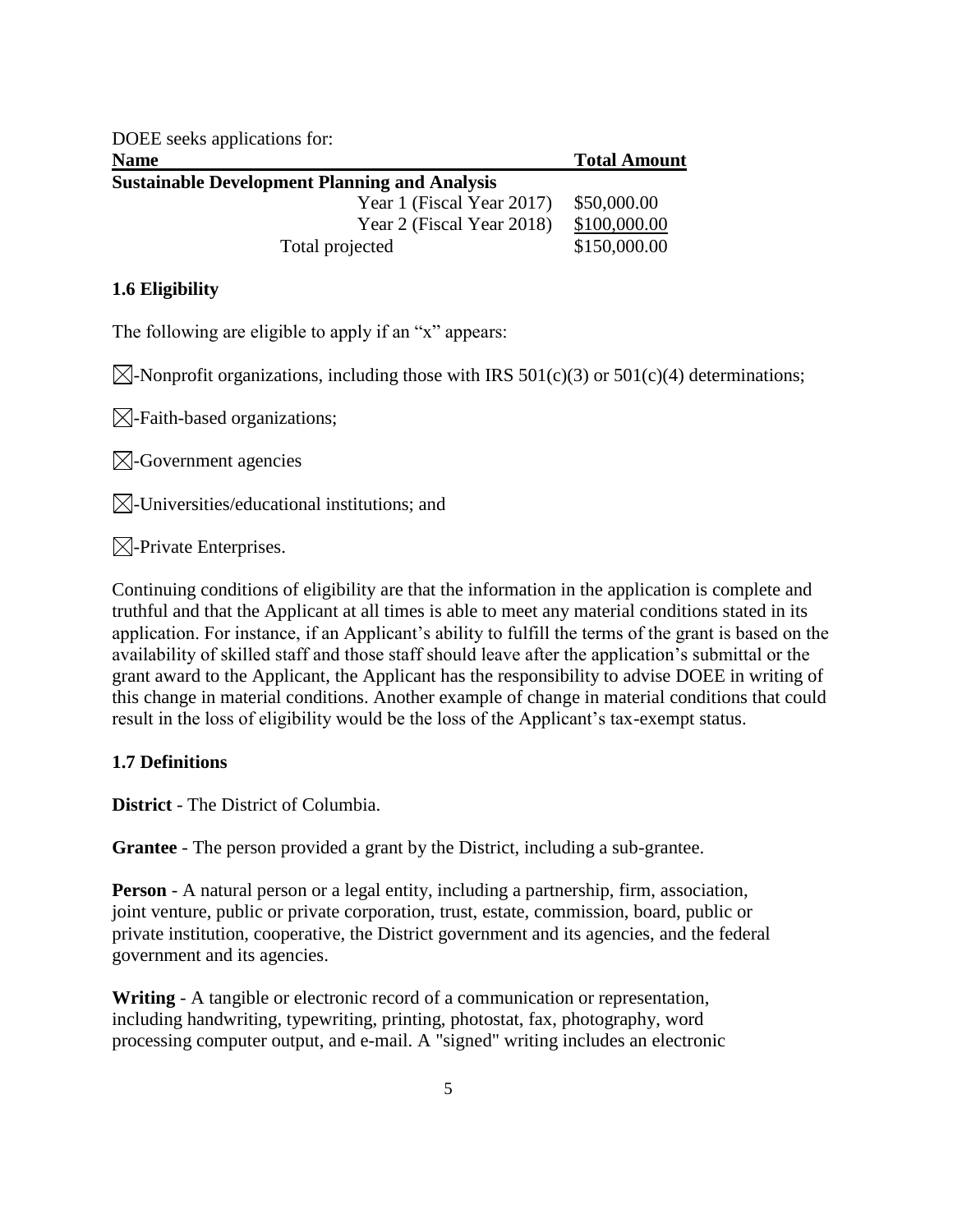DOEE seeks applications for:

| Name | Total Amount |
| --- | --- |
| **Sustainable Development Planning and Analysis** | |
| Year 1 (Fiscal Year 2017) | $50,000.00 |
| Year 2 (Fiscal Year 2018) | $100,000.00 |
| Total projected | $150,000.00 |

**1.6 Eligibility**

The following are eligible to apply if an "x" appears:

☒-Nonprofit organizations, including those with IRS 501(c)(3) or 501(c)(4) determinations;

☒-Faith-based organizations;

☒-Government agencies

☒-Universities/educational institutions; and

☒-Private Enterprises.

Continuing conditions of eligibility are that the information in the application is complete and truthful and that the Applicant at all times is able to meet any material conditions stated in its application. For instance, if an Applicant's ability to fulfill the terms of the grant is based on the availability of skilled staff and those staff should leave after the application's submittal or the grant award to the Applicant, the Applicant has the responsibility to advise DOEE in writing of this change in material conditions. Another example of change in material conditions that could result in the loss of eligibility would be the loss of the Applicant's tax-exempt status.

**1.7 Definitions**

**District** - The District of Columbia.

**Grantee** - The person provided a grant by the District, including a sub-grantee.

**Person** - A natural person or a legal entity, including a partnership, firm, association, joint venture, public or private corporation, trust, estate, commission, board, public or private institution, cooperative, the District government and its agencies, and the federal government and its agencies.

**Writing** - A tangible or electronic record of a communication or representation, including handwriting, typewriting, printing, photostat, fax, photography, word processing computer output, and e-mail. A "signed" writing includes an electronic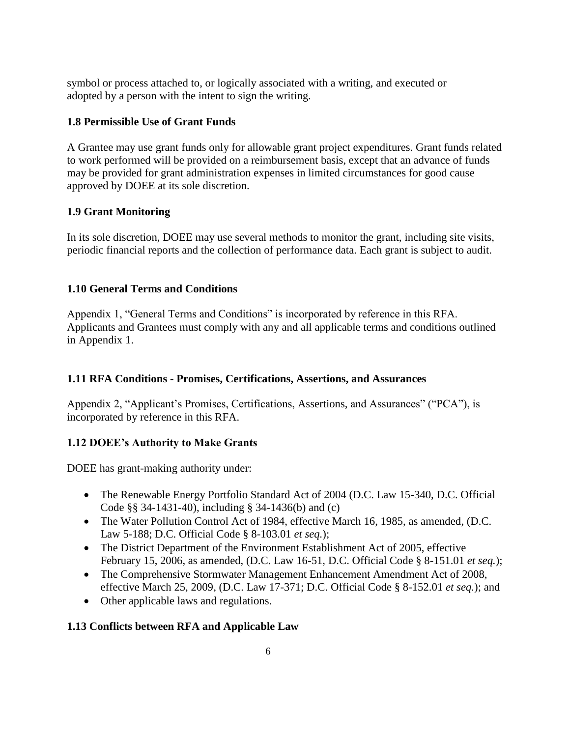symbol or process attached to, or logically associated with a writing, and executed or adopted by a person with the intent to sign the writing.

### 1.8 Permissible Use of Grant Funds

A Grantee may use grant funds only for allowable grant project expenditures. Grant funds related to work performed will be provided on a reimbursement basis, except that an advance of funds may be provided for grant administration expenses in limited circumstances for good cause approved by DOEE at its sole discretion.

### 1.9 Grant Monitoring

In its sole discretion, DOEE may use several methods to monitor the grant, including site visits, periodic financial reports and the collection of performance data. Each grant is subject to audit.

### 1.10 General Terms and Conditions

Appendix 1, "General Terms and Conditions" is incorporated by reference in this RFA. Applicants and Grantees must comply with any and all applicable terms and conditions outlined in Appendix 1.

### 1.11 RFA Conditions - Promises, Certifications, Assertions, and Assurances

Appendix 2, "Applicant's Promises, Certifications, Assertions, and Assurances" ("PCA"), is incorporated by reference in this RFA.

### 1.12 DOEE's Authority to Make Grants

DOEE has grant-making authority under:

- The Renewable Energy Portfolio Standard Act of 2004 (D.C. Law 15-340, D.C. Official Code §§ 34-1431-40), including § 34-1436(b) and (c)
- The Water Pollution Control Act of 1984, effective March 16, 1985, as amended, (D.C. Law 5-188; D.C. Official Code § 8-103.01 *et seq.*);
- The District Department of the Environment Establishment Act of 2005, effective February 15, 2006, as amended, (D.C. Law 16-51, D.C. Official Code § 8-151.01 *et seq.*);
- The Comprehensive Stormwater Management Enhancement Amendment Act of 2008, effective March 25, 2009, (D.C. Law 17-371; D.C. Official Code § 8-152.01 *et seq.*); and
- Other applicable laws and regulations.

### 1.13 Conflicts between RFA and Applicable Law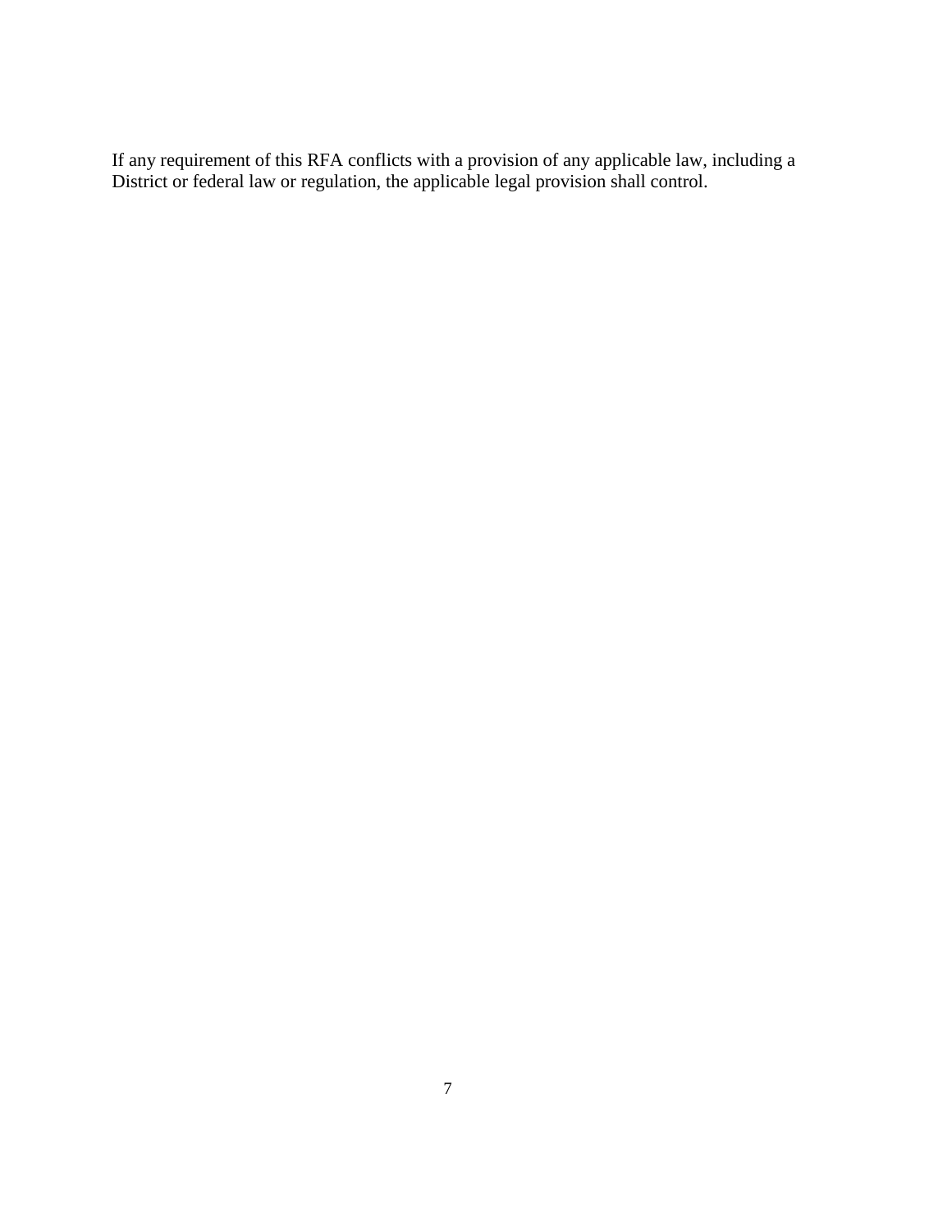If any requirement of this RFA conflicts with a provision of any applicable law, including a District or federal law or regulation, the applicable legal provision shall control.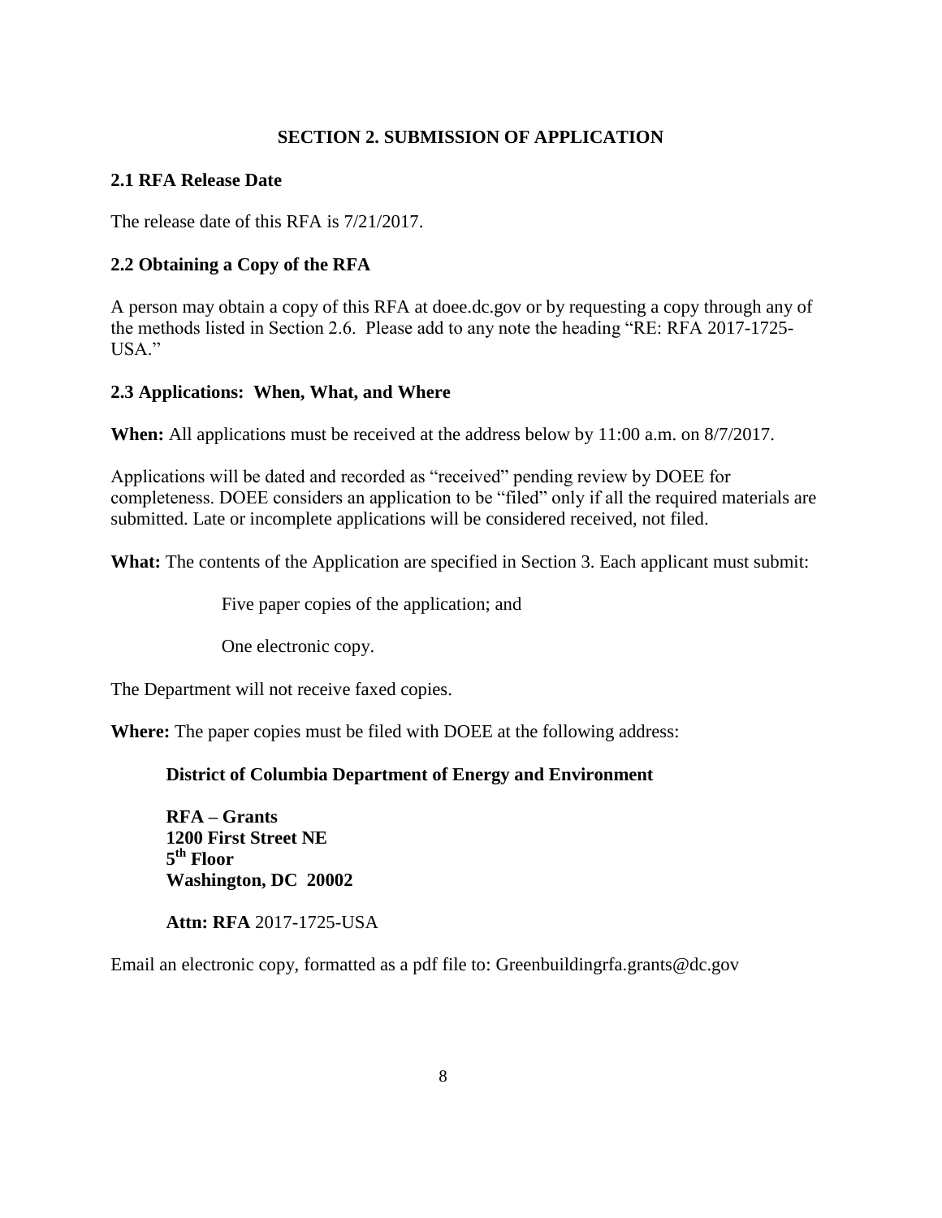## SECTION 2. SUBMISSION OF APPLICATION

### 2.1 RFA Release Date

The release date of this RFA is 7/21/2017.

### 2.2 Obtaining a Copy of the RFA

A person may obtain a copy of this RFA at doee.dc.gov or by requesting a copy through any of the methods listed in Section 2.6. Please add to any note the heading "RE: RFA 2017-1725-USA."

### 2.3 Applications: When, What, and Where

**When:** All applications must be received at the address below by 11:00 a.m. on 8/7/2017.

Applications will be dated and recorded as "received" pending review by DOEE for completeness. DOEE considers an application to be "filed" only if all the required materials are submitted. Late or incomplete applications will be considered received, not filed.

**What:** The contents of the Application are specified in Section 3. Each applicant must submit:

Five paper copies of the application; and

One electronic copy.

The Department will not receive faxed copies.

**Where:** The paper copies must be filed with DOEE at the following address:

**District of Columbia Department of Energy and Environment**

**RFA – Grants**
**1200 First Street NE**
**5th Floor**
**Washington, DC 20002**

**Attn: RFA** 2017-1725-USA

Email an electronic copy, formatted as a pdf file to: Greenbuildingrfa.grants@dc.gov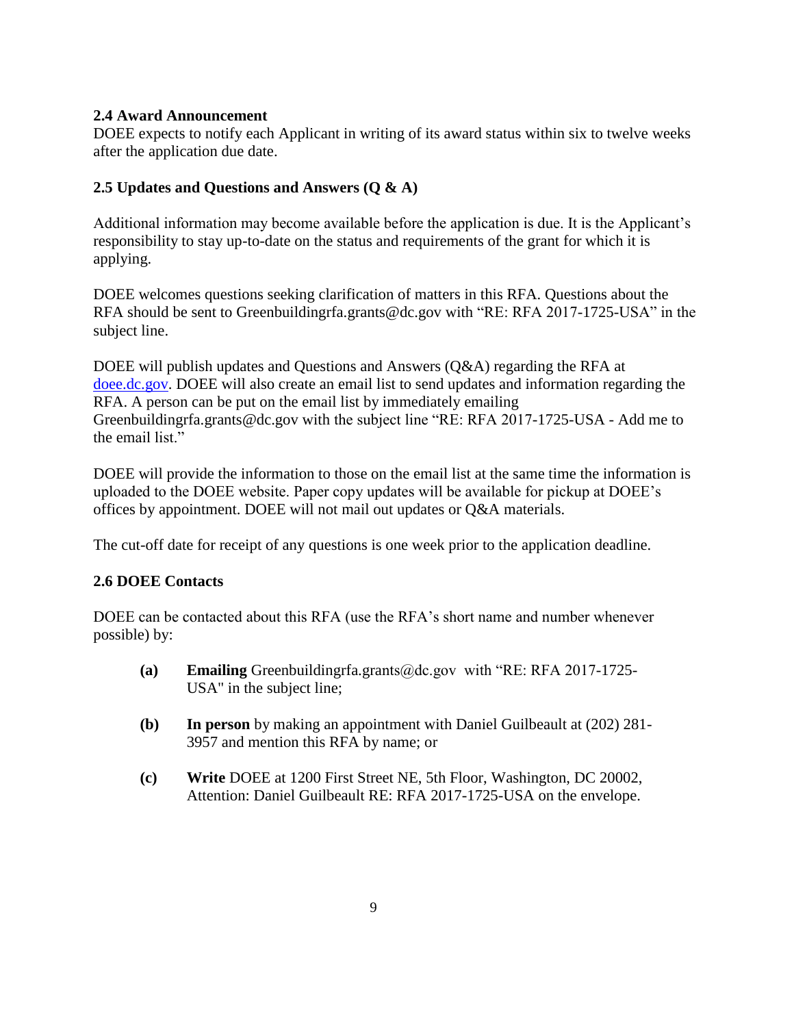### 2.4 Award Announcement

DOEE expects to notify each Applicant in writing of its award status within six to twelve weeks after the application due date.

### 2.5 Updates and Questions and Answers (Q & A)

Additional information may become available before the application is due. It is the Applicant's responsibility to stay up-to-date on the status and requirements of the grant for which it is applying.

DOEE welcomes questions seeking clarification of matters in this RFA. Questions about the RFA should be sent to Greenbuildingrfa.grants@dc.gov with "RE: RFA 2017-1725-USA" in the subject line.

DOEE will publish updates and Questions and Answers (Q&A) regarding the RFA at [doee.dc.gov](doee.dc.gov). DOEE will also create an email list to send updates and information regarding the RFA. A person can be put on the email list by immediately emailing Greenbuildingrfa.grants@dc.gov with the subject line "RE: RFA 2017-1725-USA - Add me to the email list."

DOEE will provide the information to those on the email list at the same time the information is uploaded to the DOEE website. Paper copy updates will be available for pickup at DOEE's offices by appointment. DOEE will not mail out updates or Q&A materials.

The cut-off date for receipt of any questions is one week prior to the application deadline.

### 2.6 DOEE Contacts

DOEE can be contacted about this RFA (use the RFA's short name and number whenever possible) by:

**(a)** **Emailing** Greenbuildingrfa.grants@dc.gov with "RE: RFA 2017-1725-USA" in the subject line;

**(b)** **In person** by making an appointment with Daniel Guilbeault at (202) 281-3957 and mention this RFA by name; or

**(c)** **Write** DOEE at 1200 First Street NE, 5th Floor, Washington, DC 20002, Attention: Daniel Guilbeault RE: RFA 2017-1725-USA on the envelope.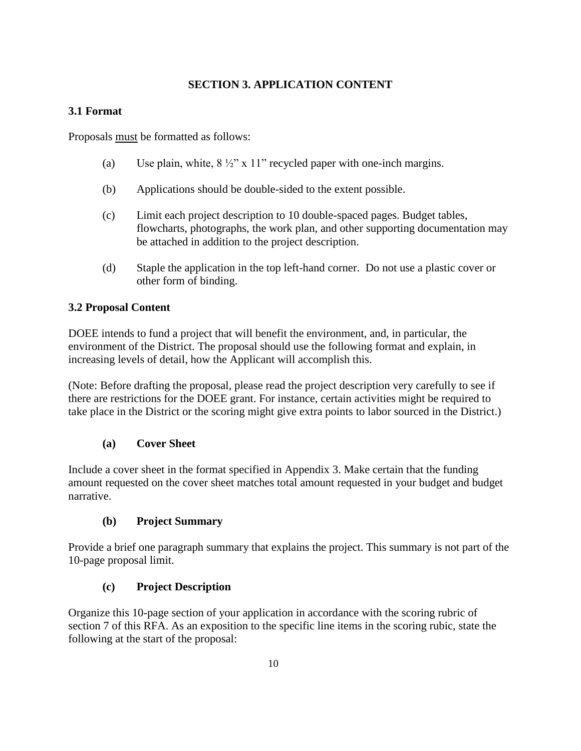## SECTION 3. APPLICATION CONTENT

### 3.1 Format

Proposals <u>must</u> be formatted as follows:

(a) Use plain, white, 8 ½" x 11" recycled paper with one-inch margins.

(b) Applications should be double-sided to the extent possible.

(c) Limit each project description to 10 double-spaced pages. Budget tables, flowcharts, photographs, the work plan, and other supporting documentation may be attached in addition to the project description.

(d) Staple the application in the top left-hand corner. Do not use a plastic cover or other form of binding.

### 3.2 Proposal Content

DOEE intends to fund a project that will benefit the environment, and, in particular, the environment of the District. The proposal should use the following format and explain, in increasing levels of detail, how the Applicant will accomplish this.

(Note: Before drafting the proposal, please read the project description very carefully to see if there are restrictions for the DOEE grant. For instance, certain activities might be required to take place in the District or the scoring might give extra points to labor sourced in the District.)

#### (a) Cover Sheet

Include a cover sheet in the format specified in Appendix 3. Make certain that the funding amount requested on the cover sheet matches total amount requested in your budget and budget narrative.

#### (b) Project Summary

Provide a brief one paragraph summary that explains the project. This summary is not part of the 10-page proposal limit.

#### (c) Project Description

Organize this 10-page section of your application in accordance with the scoring rubric of section 7 of this RFA. As an exposition to the specific line items in the scoring rubic, state the following at the start of the proposal: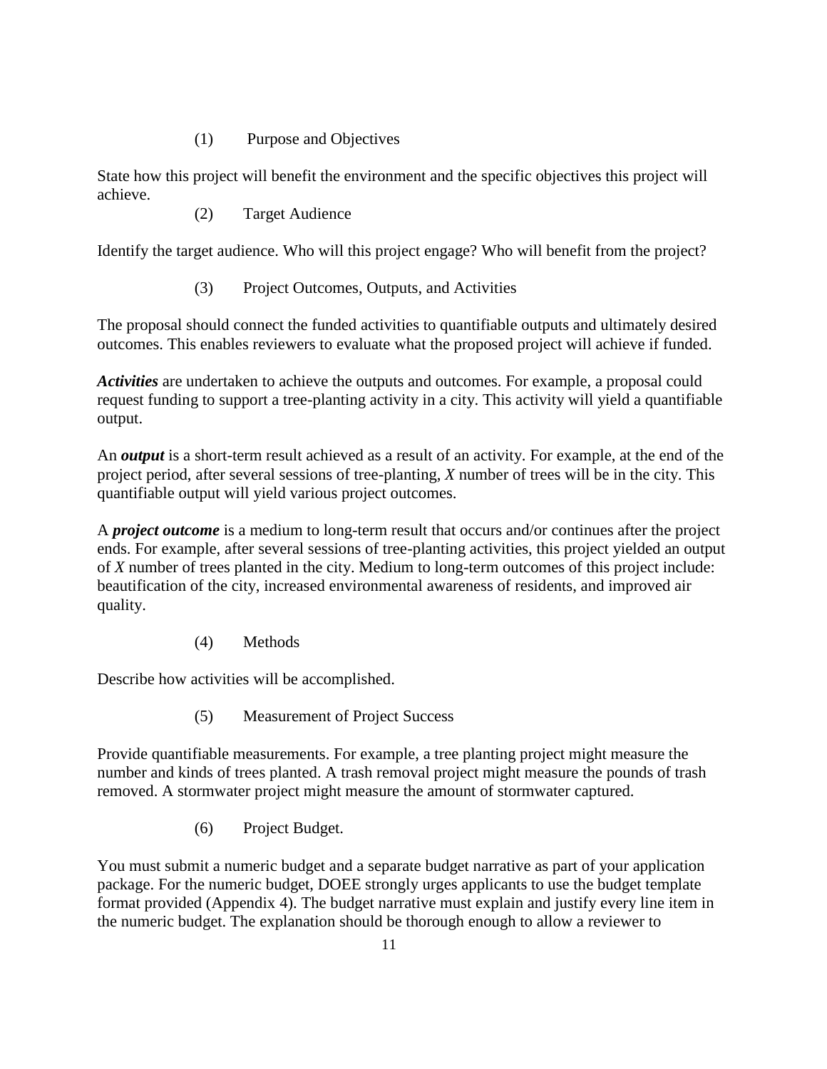(1) Purpose and Objectives

State how this project will benefit the environment and the specific objectives this project will achieve.

(2) Target Audience

Identify the target audience. Who will this project engage? Who will benefit from the project?

(3) Project Outcomes, Outputs, and Activities

The proposal should connect the funded activities to quantifiable outputs and ultimately desired outcomes. This enables reviewers to evaluate what the proposed project will achieve if funded.

***Activities*** are undertaken to achieve the outputs and outcomes. For example, a proposal could request funding to support a tree-planting activity in a city. This activity will yield a quantifiable output.

An ***output*** is a short-term result achieved as a result of an activity. For example, at the end of the project period, after several sessions of tree-planting, *X* number of trees will be in the city. This quantifiable output will yield various project outcomes.

A ***project outcome*** is a medium to long-term result that occurs and/or continues after the project ends. For example, after several sessions of tree-planting activities, this project yielded an output of *X* number of trees planted in the city. Medium to long-term outcomes of this project include: beautification of the city, increased environmental awareness of residents, and improved air quality.

(4) Methods

Describe how activities will be accomplished.

(5) Measurement of Project Success

Provide quantifiable measurements. For example, a tree planting project might measure the number and kinds of trees planted. A trash removal project might measure the pounds of trash removed. A stormwater project might measure the amount of stormwater captured.

(6) Project Budget.

You must submit a numeric budget and a separate budget narrative as part of your application package. For the numeric budget, DOEE strongly urges applicants to use the budget template format provided (Appendix 4). The budget narrative must explain and justify every line item in the numeric budget. The explanation should be thorough enough to allow a reviewer to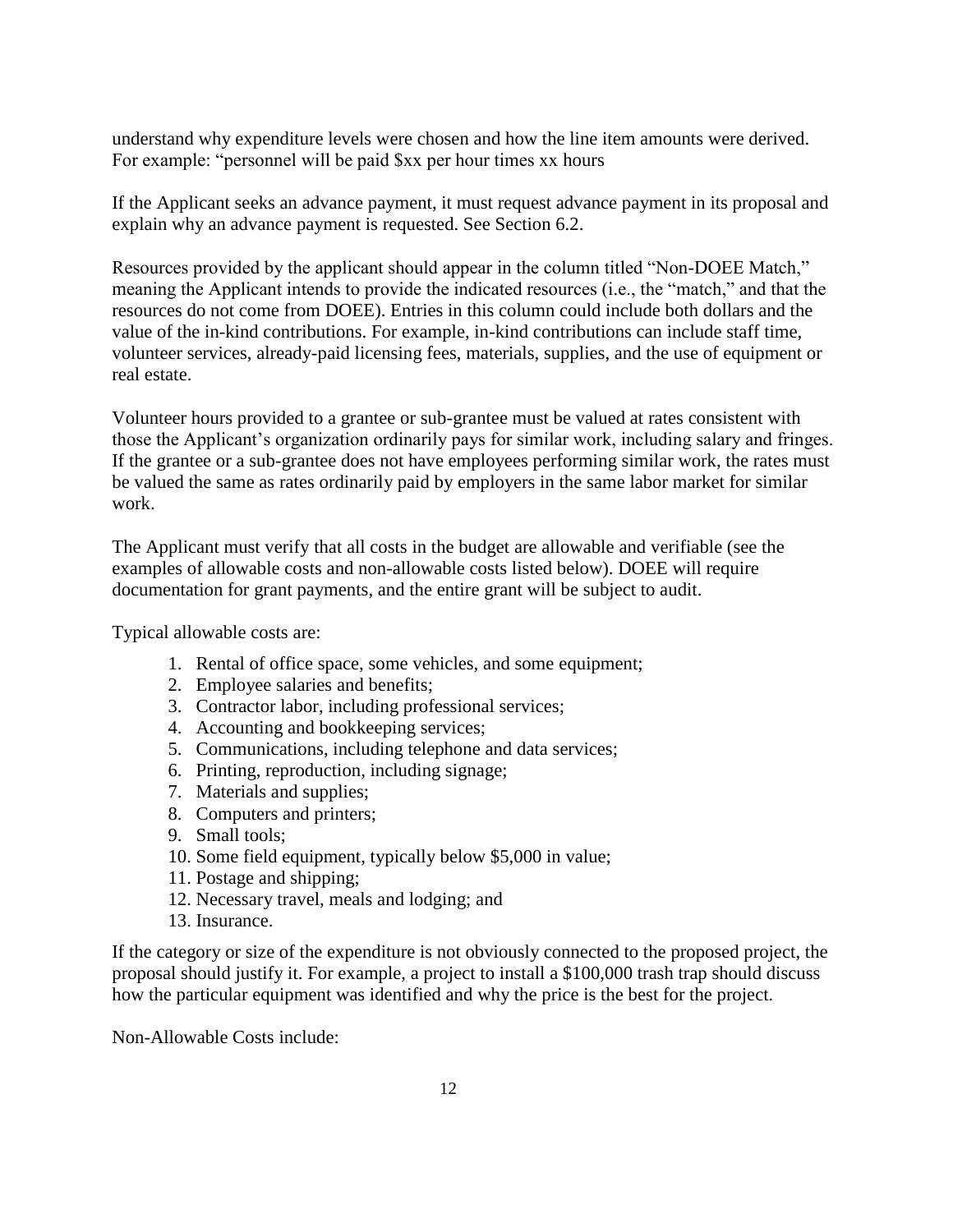understand why expenditure levels were chosen and how the line item amounts were derived. For example: "personnel will be paid $xx per hour times xx hours

If the Applicant seeks an advance payment, it must request advance payment in its proposal and explain why an advance payment is requested. See Section 6.2.

Resources provided by the applicant should appear in the column titled "Non-DOEE Match," meaning the Applicant intends to provide the indicated resources (i.e., the "match," and that the resources do not come from DOEE). Entries in this column could include both dollars and the value of the in-kind contributions. For example, in-kind contributions can include staff time, volunteer services, already-paid licensing fees, materials, supplies, and the use of equipment or real estate.

Volunteer hours provided to a grantee or sub-grantee must be valued at rates consistent with those the Applicant's organization ordinarily pays for similar work, including salary and fringes. If the grantee or a sub-grantee does not have employees performing similar work, the rates must be valued the same as rates ordinarily paid by employers in the same labor market for similar work.

The Applicant must verify that all costs in the budget are allowable and verifiable (see the examples of allowable costs and non-allowable costs listed below). DOEE will require documentation for grant payments, and the entire grant will be subject to audit.

Typical allowable costs are:

1. Rental of office space, some vehicles, and some equipment;
2. Employee salaries and benefits;
3. Contractor labor, including professional services;
4. Accounting and bookkeeping services;
5. Communications, including telephone and data services;
6. Printing, reproduction, including signage;
7. Materials and supplies;
8. Computers and printers;
9. Small tools;
10. Some field equipment, typically below $5,000 in value;
11. Postage and shipping;
12. Necessary travel, meals and lodging; and
13. Insurance.

If the category or size of the expenditure is not obviously connected to the proposed project, the proposal should justify it. For example, a project to install a $100,000 trash trap should discuss how the particular equipment was identified and why the price is the best for the project.

Non-Allowable Costs include: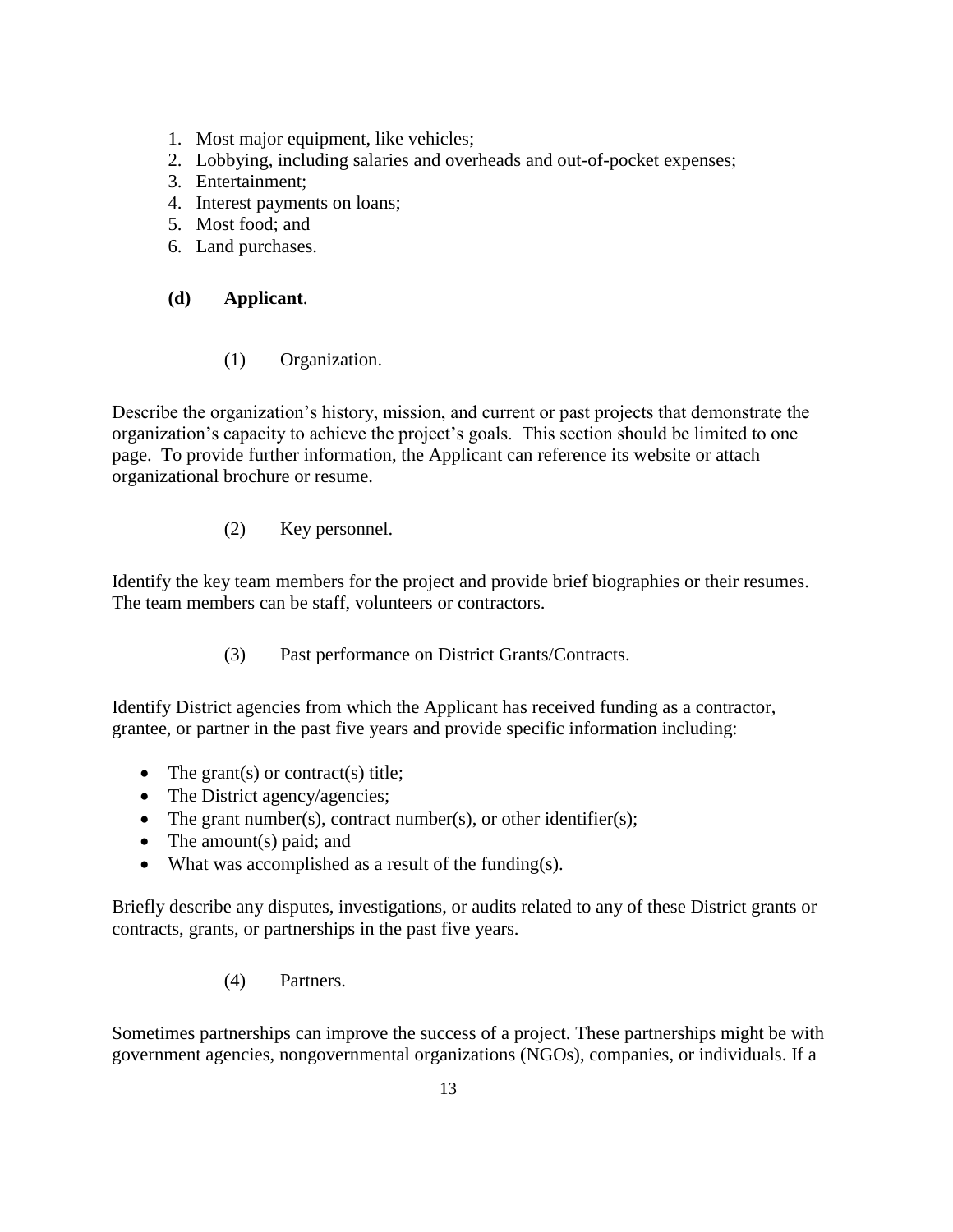1. Most major equipment, like vehicles;
2. Lobbying, including salaries and overheads and out-of-pocket expenses;
3. Entertainment;
4. Interest payments on loans;
5. Most food; and
6. Land purchases.

**(d) Applicant**.

(1) Organization.

Describe the organization's history, mission, and current or past projects that demonstrate the organization's capacity to achieve the project's goals. This section should be limited to one page. To provide further information, the Applicant can reference its website or attach organizational brochure or resume.

(2) Key personnel.

Identify the key team members for the project and provide brief biographies or their resumes. The team members can be staff, volunteers or contractors.

(3) Past performance on District Grants/Contracts.

Identify District agencies from which the Applicant has received funding as a contractor, grantee, or partner in the past five years and provide specific information including:

- The grant(s) or contract(s) title;
- The District agency/agencies;
- The grant number(s), contract number(s), or other identifier(s);
- The amount(s) paid; and
- What was accomplished as a result of the funding(s).

Briefly describe any disputes, investigations, or audits related to any of these District grants or contracts, grants, or partnerships in the past five years.

(4) Partners.

Sometimes partnerships can improve the success of a project. These partnerships might be with government agencies, nongovernmental organizations (NGOs), companies, or individuals. If a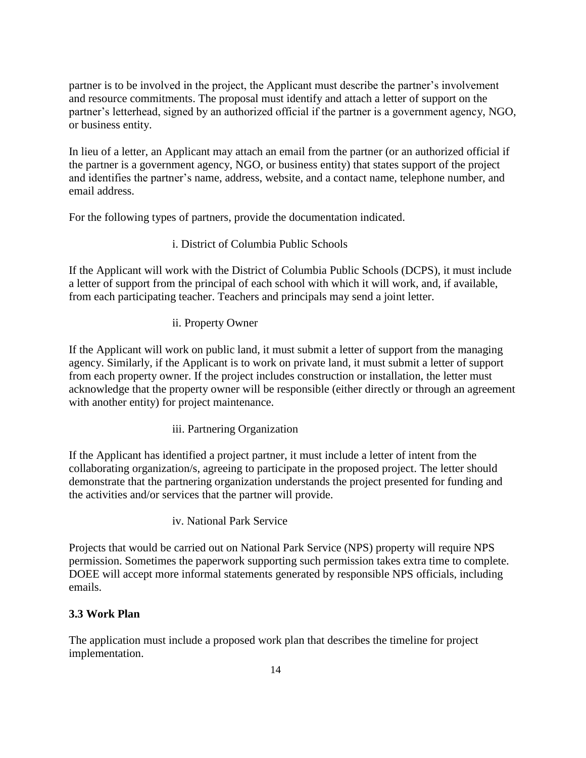partner is to be involved in the project, the Applicant must describe the partner's involvement and resource commitments. The proposal must identify and attach a letter of support on the partner's letterhead, signed by an authorized official if the partner is a government agency, NGO, or business entity.

In lieu of a letter, an Applicant may attach an email from the partner (or an authorized official if the partner is a government agency, NGO, or business entity) that states support of the project and identifies the partner's name, address, website, and a contact name, telephone number, and email address.

For the following types of partners, provide the documentation indicated.

i. District of Columbia Public Schools

If the Applicant will work with the District of Columbia Public Schools (DCPS), it must include a letter of support from the principal of each school with which it will work, and, if available, from each participating teacher. Teachers and principals may send a joint letter.

ii. Property Owner

If the Applicant will work on public land, it must submit a letter of support from the managing agency. Similarly, if the Applicant is to work on private land, it must submit a letter of support from each property owner. If the project includes construction or installation, the letter must acknowledge that the property owner will be responsible (either directly or through an agreement with another entity) for project maintenance.

iii. Partnering Organization

If the Applicant has identified a project partner, it must include a letter of intent from the collaborating organization/s, agreeing to participate in the proposed project. The letter should demonstrate that the partnering organization understands the project presented for funding and the activities and/or services that the partner will provide.

iv. National Park Service

Projects that would be carried out on National Park Service (NPS) property will require NPS permission. Sometimes the paperwork supporting such permission takes extra time to complete. DOEE will accept more informal statements generated by responsible NPS officials, including emails.

### 3.3 Work Plan

The application must include a proposed work plan that describes the timeline for project implementation.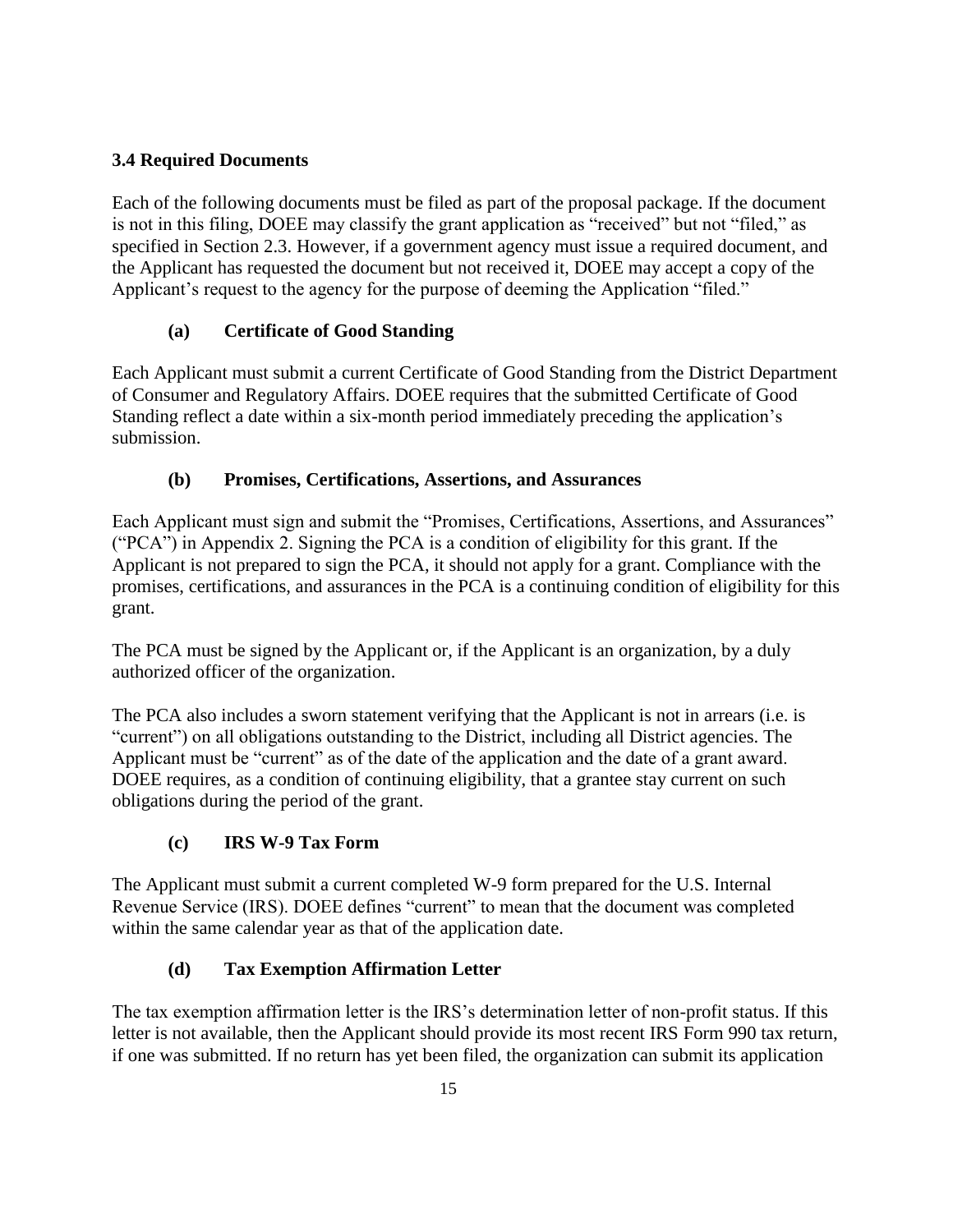### 3.4 Required Documents

Each of the following documents must be filed as part of the proposal package. If the document is not in this filing, DOEE may classify the grant application as "received" but not "filed," as specified in Section 2.3. However, if a government agency must issue a required document, and the Applicant has requested the document but not received it, DOEE may accept a copy of the Applicant's request to the agency for the purpose of deeming the Application "filed."

#### (a) Certificate of Good Standing

Each Applicant must submit a current Certificate of Good Standing from the District Department of Consumer and Regulatory Affairs. DOEE requires that the submitted Certificate of Good Standing reflect a date within a six-month period immediately preceding the application's submission.

#### (b) Promises, Certifications, Assertions, and Assurances

Each Applicant must sign and submit the "Promises, Certifications, Assertions, and Assurances" ("PCA") in Appendix 2. Signing the PCA is a condition of eligibility for this grant. If the Applicant is not prepared to sign the PCA, it should not apply for a grant. Compliance with the promises, certifications, and assurances in the PCA is a continuing condition of eligibility for this grant.

The PCA must be signed by the Applicant or, if the Applicant is an organization, by a duly authorized officer of the organization.

The PCA also includes a sworn statement verifying that the Applicant is not in arrears (i.e. is "current") on all obligations outstanding to the District, including all District agencies. The Applicant must be "current" as of the date of the application and the date of a grant award. DOEE requires, as a condition of continuing eligibility, that a grantee stay current on such obligations during the period of the grant.

#### (c) IRS W-9 Tax Form

The Applicant must submit a current completed W-9 form prepared for the U.S. Internal Revenue Service (IRS). DOEE defines "current" to mean that the document was completed within the same calendar year as that of the application date.

#### (d) Tax Exemption Affirmation Letter

The tax exemption affirmation letter is the IRS's determination letter of non-profit status. If this letter is not available, then the Applicant should provide its most recent IRS Form 990 tax return, if one was submitted. If no return has yet been filed, the organization can submit its application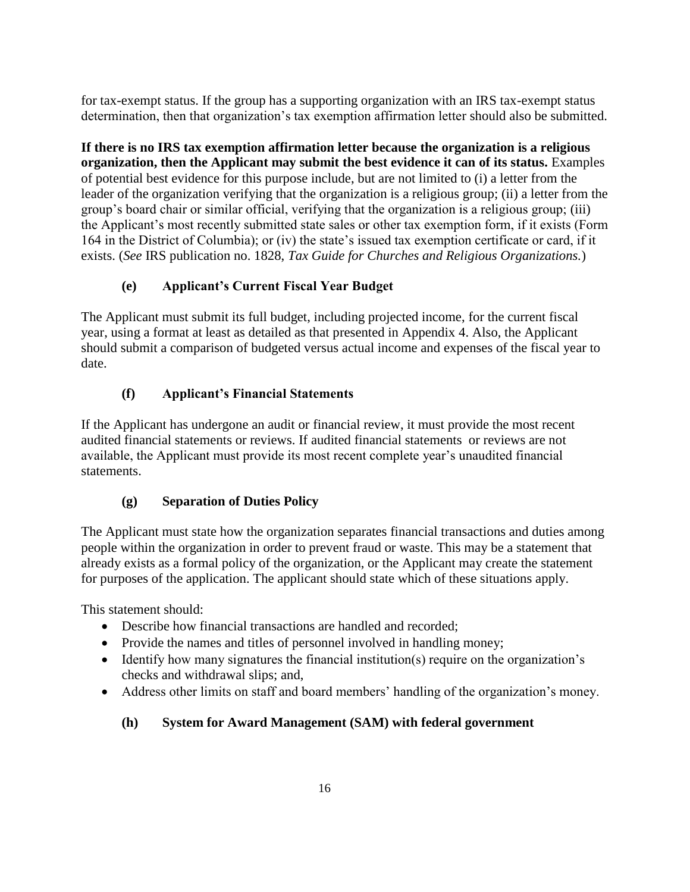for tax-exempt status. If the group has a supporting organization with an IRS tax-exempt status determination, then that organization's tax exemption affirmation letter should also be submitted.

**If there is no IRS tax exemption affirmation letter because the organization is a religious organization, then the Applicant may submit the best evidence it can of its status.** Examples of potential best evidence for this purpose include, but are not limited to (i) a letter from the leader of the organization verifying that the organization is a religious group; (ii) a letter from the group's board chair or similar official, verifying that the organization is a religious group; (iii) the Applicant's most recently submitted state sales or other tax exemption form, if it exists (Form 164 in the District of Columbia); or (iv) the state's issued tax exemption certificate or card, if it exists. (*See* IRS publication no. 1828, *Tax Guide for Churches and Religious Organizations.*)

### (e) Applicant's Current Fiscal Year Budget

The Applicant must submit its full budget, including projected income, for the current fiscal year, using a format at least as detailed as that presented in Appendix 4. Also, the Applicant should submit a comparison of budgeted versus actual income and expenses of the fiscal year to date.

### (f) Applicant's Financial Statements

If the Applicant has undergone an audit or financial review, it must provide the most recent audited financial statements or reviews. If audited financial statements or reviews are not available, the Applicant must provide its most recent complete year's unaudited financial statements.

### (g) Separation of Duties Policy

The Applicant must state how the organization separates financial transactions and duties among people within the organization in order to prevent fraud or waste. This may be a statement that already exists as a formal policy of the organization, or the Applicant may create the statement for purposes of the application. The applicant should state which of these situations apply.

This statement should:

- Describe how financial transactions are handled and recorded;
- Provide the names and titles of personnel involved in handling money;
- Identify how many signatures the financial institution(s) require on the organization's checks and withdrawal slips; and,
- Address other limits on staff and board members' handling of the organization's money.

### (h) System for Award Management (SAM) with federal government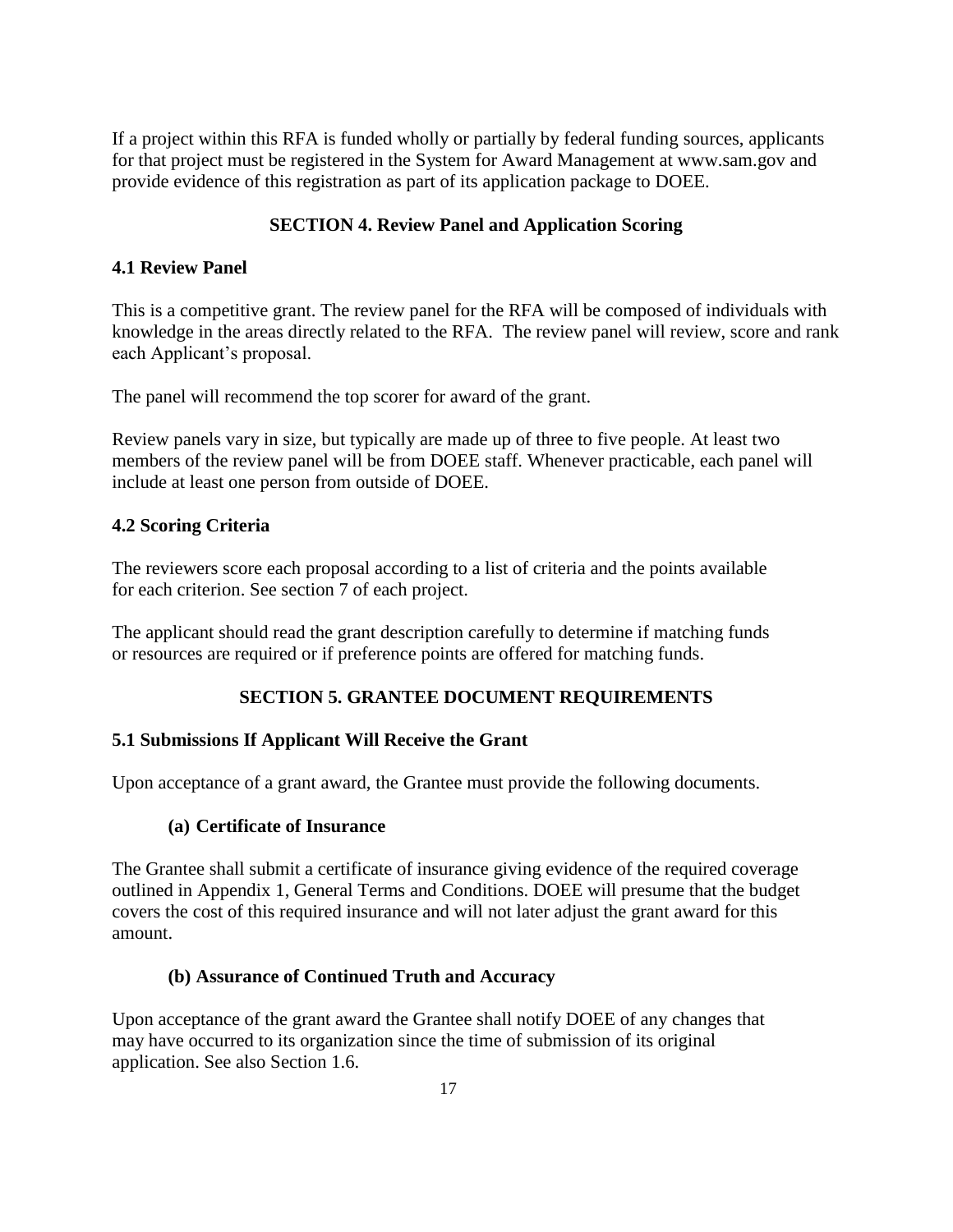If a project within this RFA is funded wholly or partially by federal funding sources, applicants for that project must be registered in the System for Award Management at www.sam.gov and provide evidence of this registration as part of its application package to DOEE.

## SECTION 4. Review Panel and Application Scoring

### 4.1 Review Panel

This is a competitive grant. The review panel for the RFA will be composed of individuals with knowledge in the areas directly related to the RFA. The review panel will review, score and rank each Applicant's proposal.

The panel will recommend the top scorer for award of the grant.

Review panels vary in size, but typically are made up of three to five people. At least two members of the review panel will be from DOEE staff. Whenever practicable, each panel will include at least one person from outside of DOEE.

### 4.2 Scoring Criteria

The reviewers score each proposal according to a list of criteria and the points available for each criterion. See section 7 of each project.

The applicant should read the grant description carefully to determine if matching funds or resources are required or if preference points are offered for matching funds.

## SECTION 5. GRANTEE DOCUMENT REQUIREMENTS

### 5.1 Submissions If Applicant Will Receive the Grant

Upon acceptance of a grant award, the Grantee must provide the following documents.

#### (a) Certificate of Insurance

The Grantee shall submit a certificate of insurance giving evidence of the required coverage outlined in Appendix 1, General Terms and Conditions. DOEE will presume that the budget covers the cost of this required insurance and will not later adjust the grant award for this amount.

#### (b) Assurance of Continued Truth and Accuracy

Upon acceptance of the grant award the Grantee shall notify DOEE of any changes that may have occurred to its organization since the time of submission of its original application. See also Section 1.6.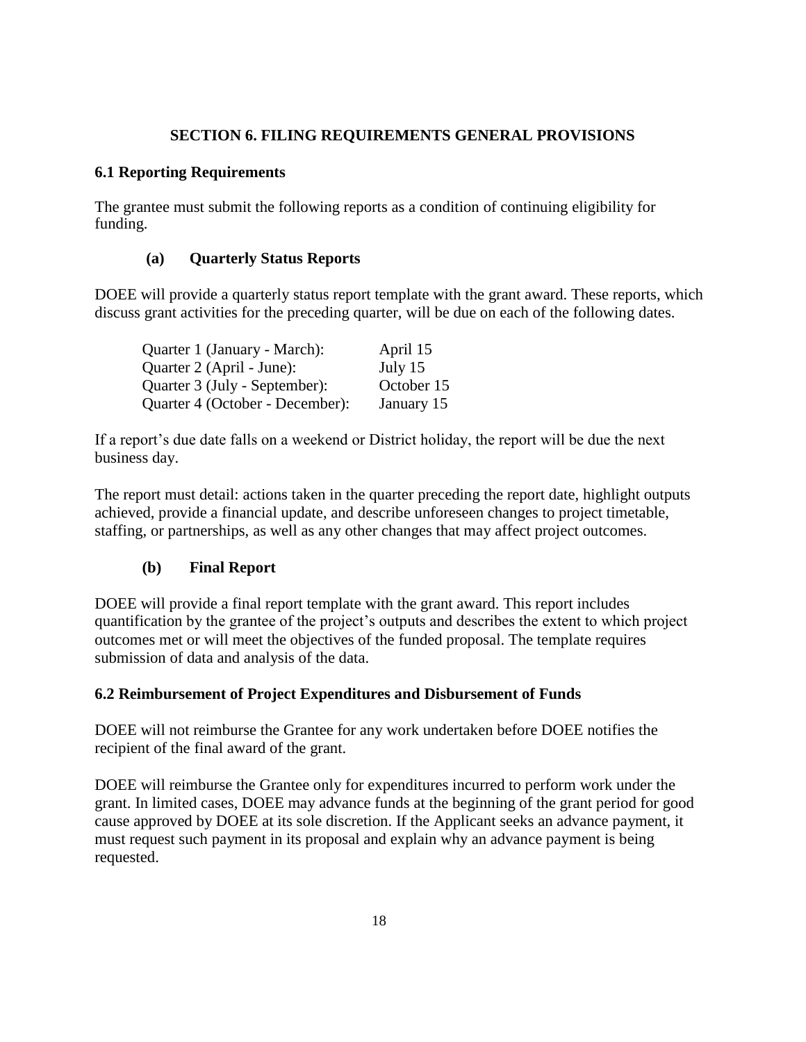## SECTION 6. FILING REQUIREMENTS GENERAL PROVISIONS

### 6.1 Reporting Requirements

The grantee must submit the following reports as a condition of continuing eligibility for funding.

#### (a) Quarterly Status Reports

DOEE will provide a quarterly status report template with the grant award. These reports, which discuss grant activities for the preceding quarter, will be due on each of the following dates.

| | |
|---|---|
| Quarter 1 (January - March): | April 15 |
| Quarter 2 (April - June): | July 15 |
| Quarter 3 (July - September): | October 15 |
| Quarter 4 (October - December): | January 15 |

If a report's due date falls on a weekend or District holiday, the report will be due the next business day.

The report must detail: actions taken in the quarter preceding the report date, highlight outputs achieved, provide a financial update, and describe unforeseen changes to project timetable, staffing, or partnerships, as well as any other changes that may affect project outcomes.

#### (b) Final Report

DOEE will provide a final report template with the grant award. This report includes quantification by the grantee of the project's outputs and describes the extent to which project outcomes met or will meet the objectives of the funded proposal. The template requires submission of data and analysis of the data.

### 6.2 Reimbursement of Project Expenditures and Disbursement of Funds

DOEE will not reimburse the Grantee for any work undertaken before DOEE notifies the recipient of the final award of the grant.

DOEE will reimburse the Grantee only for expenditures incurred to perform work under the grant. In limited cases, DOEE may advance funds at the beginning of the grant period for good cause approved by DOEE at its sole discretion. If the Applicant seeks an advance payment, it must request such payment in its proposal and explain why an advance payment is being requested.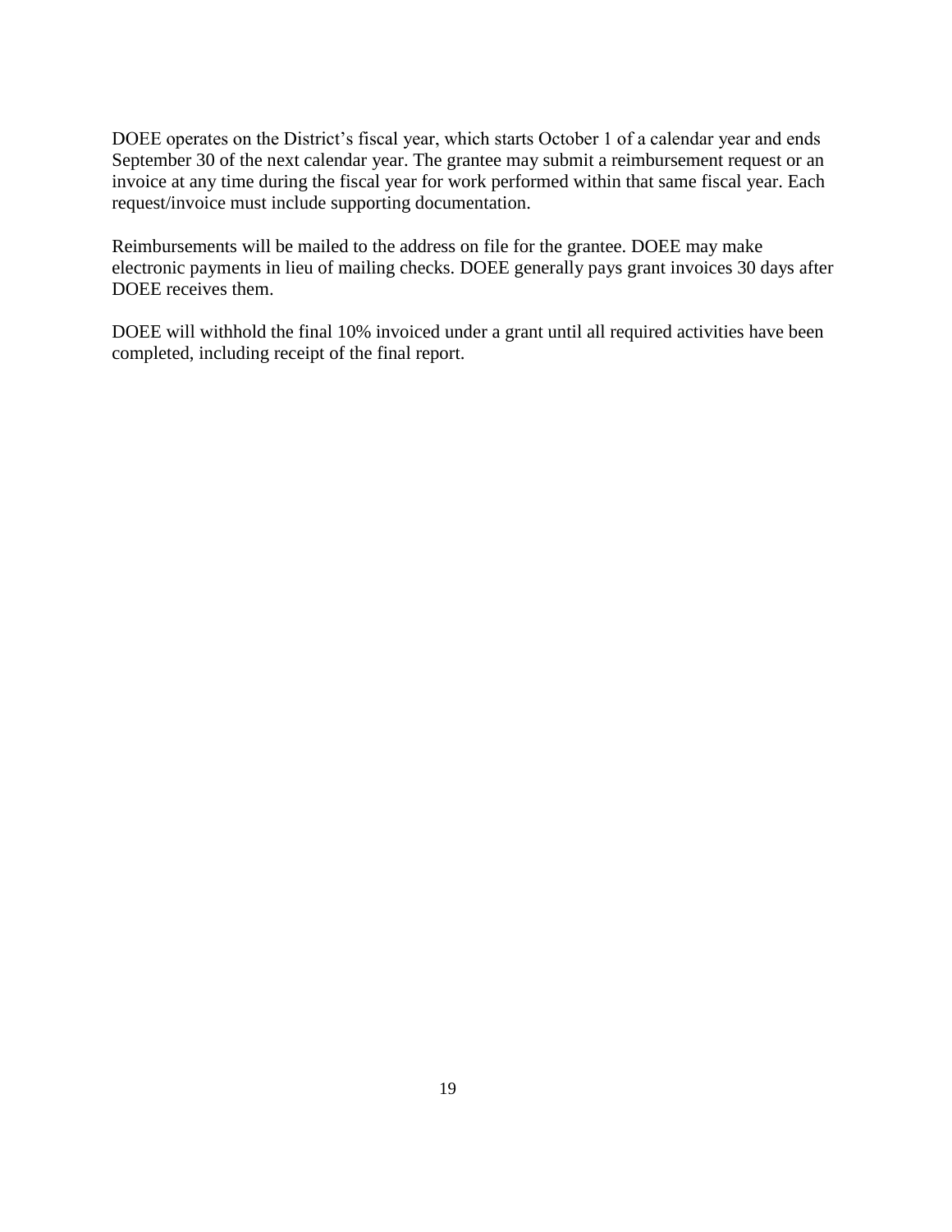DOEE operates on the District's fiscal year, which starts October 1 of a calendar year and ends September 30 of the next calendar year. The grantee may submit a reimbursement request or an invoice at any time during the fiscal year for work performed within that same fiscal year. Each request/invoice must include supporting documentation.

Reimbursements will be mailed to the address on file for the grantee. DOEE may make electronic payments in lieu of mailing checks. DOEE generally pays grant invoices 30 days after DOEE receives them.

DOEE will withhold the final 10% invoiced under a grant until all required activities have been completed, including receipt of the final report.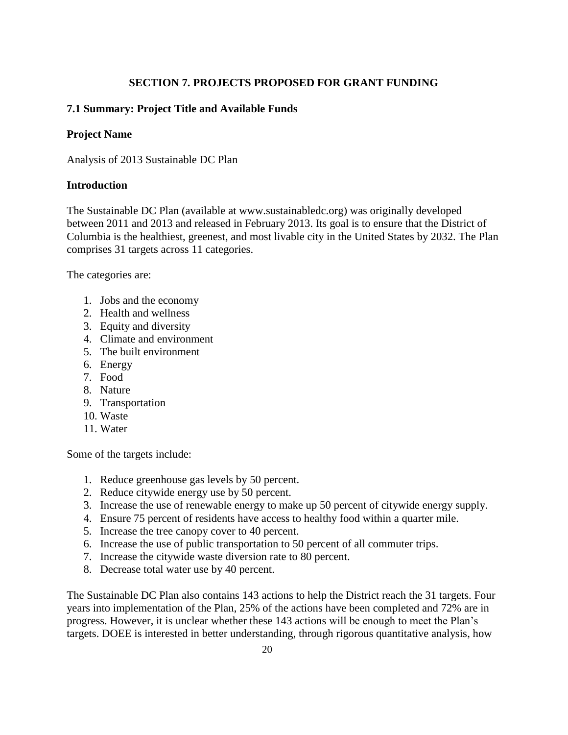# SECTION 7. PROJECTS PROPOSED FOR GRANT FUNDING

## 7.1 Summary: Project Title and Available Funds

### Project Name

Analysis of 2013 Sustainable DC Plan

### Introduction

The Sustainable DC Plan (available at www.sustainabledc.org) was originally developed between 2011 and 2013 and released in February 2013. Its goal is to ensure that the District of Columbia is the healthiest, greenest, and most livable city in the United States by 2032. The Plan comprises 31 targets across 11 categories.

The categories are:

1. Jobs and the economy
2. Health and wellness
3. Equity and diversity
4. Climate and environment
5. The built environment
6. Energy
7. Food
8. Nature
9. Transportation
10. Waste
11. Water

Some of the targets include:

1. Reduce greenhouse gas levels by 50 percent.
2. Reduce citywide energy use by 50 percent.
3. Increase the use of renewable energy to make up 50 percent of citywide energy supply.
4. Ensure 75 percent of residents have access to healthy food within a quarter mile.
5. Increase the tree canopy cover to 40 percent.
6. Increase the use of public transportation to 50 percent of all commuter trips.
7. Increase the citywide waste diversion rate to 80 percent.
8. Decrease total water use by 40 percent.

The Sustainable DC Plan also contains 143 actions to help the District reach the 31 targets. Four years into implementation of the Plan, 25% of the actions have been completed and 72% are in progress. However, it is unclear whether these 143 actions will be enough to meet the Plan's targets. DOEE is interested in better understanding, through rigorous quantitative analysis, how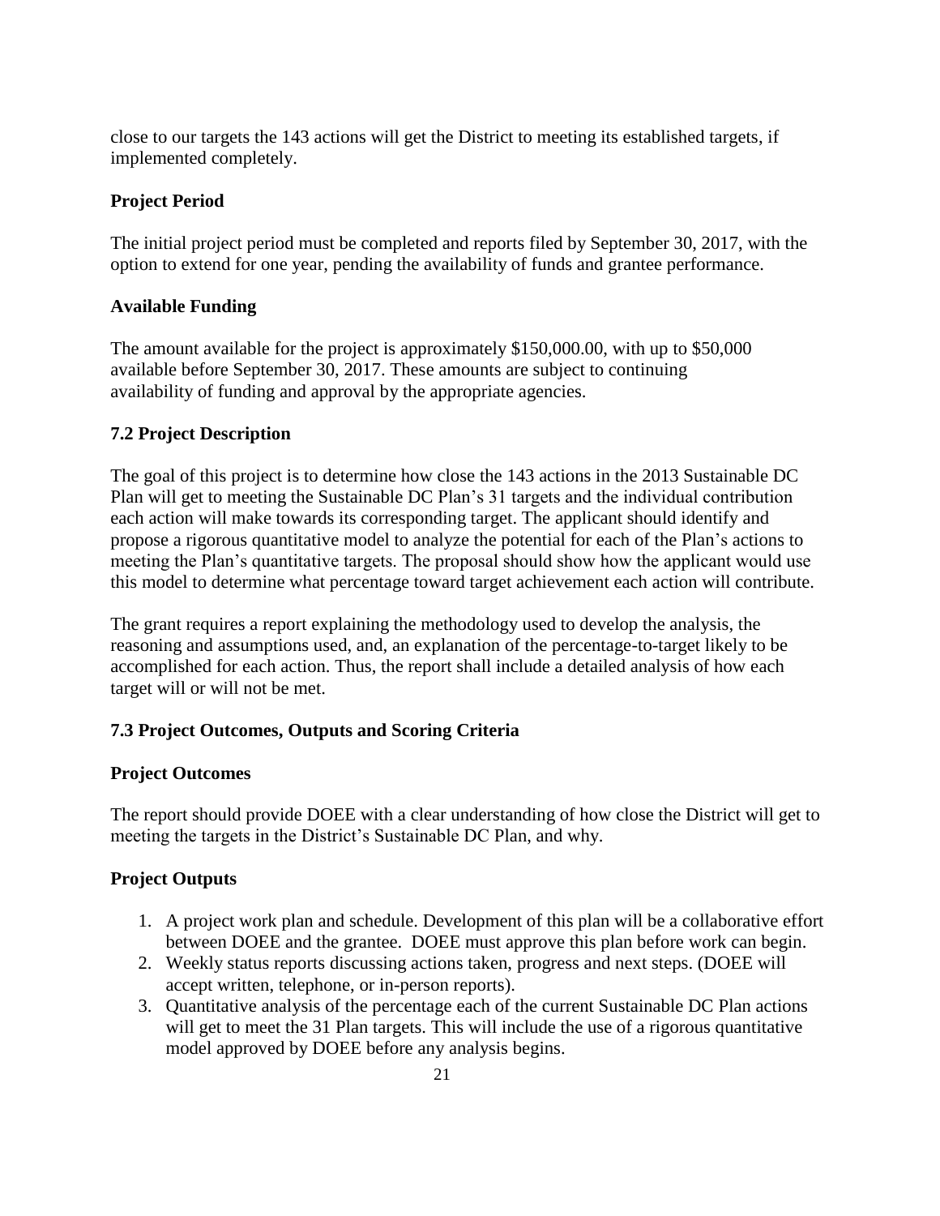close to our targets the 143 actions will get the District to meeting its established targets, if implemented completely.

**Project Period**

The initial project period must be completed and reports filed by September 30, 2017, with the option to extend for one year, pending the availability of funds and grantee performance.

**Available Funding**

The amount available for the project is approximately $150,000.00, with up to $50,000 available before September 30, 2017. These amounts are subject to continuing availability of funding and approval by the appropriate agencies.

### 7.2 Project Description

The goal of this project is to determine how close the 143 actions in the 2013 Sustainable DC Plan will get to meeting the Sustainable DC Plan's 31 targets and the individual contribution each action will make towards its corresponding target. The applicant should identify and propose a rigorous quantitative model to analyze the potential for each of the Plan's actions to meeting the Plan's quantitative targets. The proposal should show how the applicant would use this model to determine what percentage toward target achievement each action will contribute.

The grant requires a report explaining the methodology used to develop the analysis, the reasoning and assumptions used, and, an explanation of the percentage-to-target likely to be accomplished for each action. Thus, the report shall include a detailed analysis of how each target will or will not be met.

### 7.3 Project Outcomes, Outputs and Scoring Criteria

**Project Outcomes**

The report should provide DOEE with a clear understanding of how close the District will get to meeting the targets in the District's Sustainable DC Plan, and why.

**Project Outputs**

1. A project work plan and schedule. Development of this plan will be a collaborative effort between DOEE and the grantee. DOEE must approve this plan before work can begin.
2. Weekly status reports discussing actions taken, progress and next steps. (DOEE will accept written, telephone, or in-person reports).
3. Quantitative analysis of the percentage each of the current Sustainable DC Plan actions will get to meet the 31 Plan targets. This will include the use of a rigorous quantitative model approved by DOEE before any analysis begins.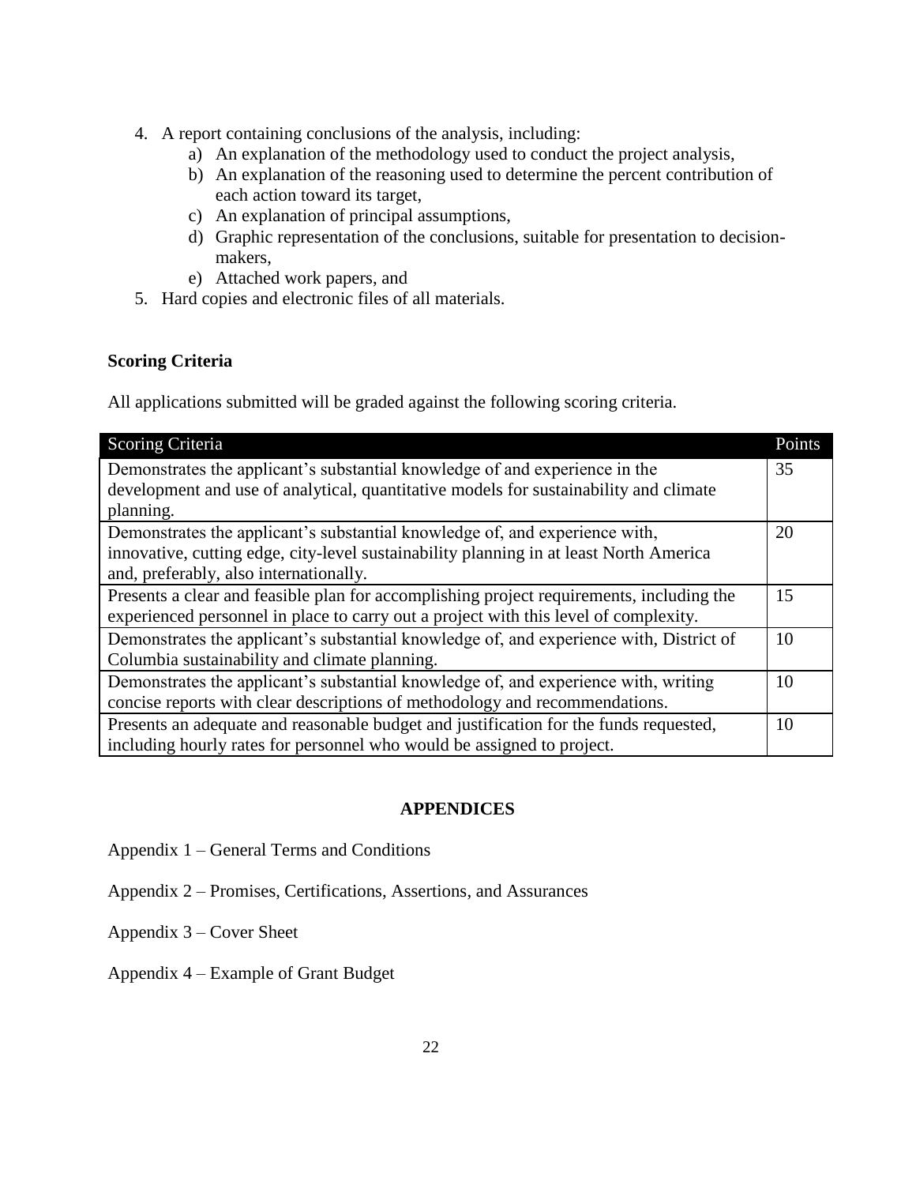4. A report containing conclusions of the analysis, including:
    a) An explanation of the methodology used to conduct the project analysis,
    b) An explanation of the reasoning used to determine the percent contribution of each action toward its target,
    c) An explanation of principal assumptions,
    d) Graphic representation of the conclusions, suitable for presentation to decision-makers,
    e) Attached work papers, and
5. Hard copies and electronic files of all materials.

**Scoring Criteria**

All applications submitted will be graded against the following scoring criteria.

| Scoring Criteria | Points |
| --- | --- |
| Demonstrates the applicant's substantial knowledge of and experience in the development and use of analytical, quantitative models for sustainability and climate planning. | 35 |
| Demonstrates the applicant's substantial knowledge of, and experience with, innovative, cutting edge, city-level sustainability planning in at least North America and, preferably, also internationally. | 20 |
| Presents a clear and feasible plan for accomplishing project requirements, including the experienced personnel in place to carry out a project with this level of complexity. | 15 |
| Demonstrates the applicant's substantial knowledge of, and experience with, District of Columbia sustainability and climate planning. | 10 |
| Demonstrates the applicant's substantial knowledge of, and experience with, writing concise reports with clear descriptions of methodology and recommendations. | 10 |
| Presents an adequate and reasonable budget and justification for the funds requested, including hourly rates for personnel who would be assigned to project. | 10 |

## APPENDICES

Appendix 1 – General Terms and Conditions

Appendix 2 – Promises, Certifications, Assertions, and Assurances

Appendix 3 – Cover Sheet

Appendix 4 – Example of Grant Budget